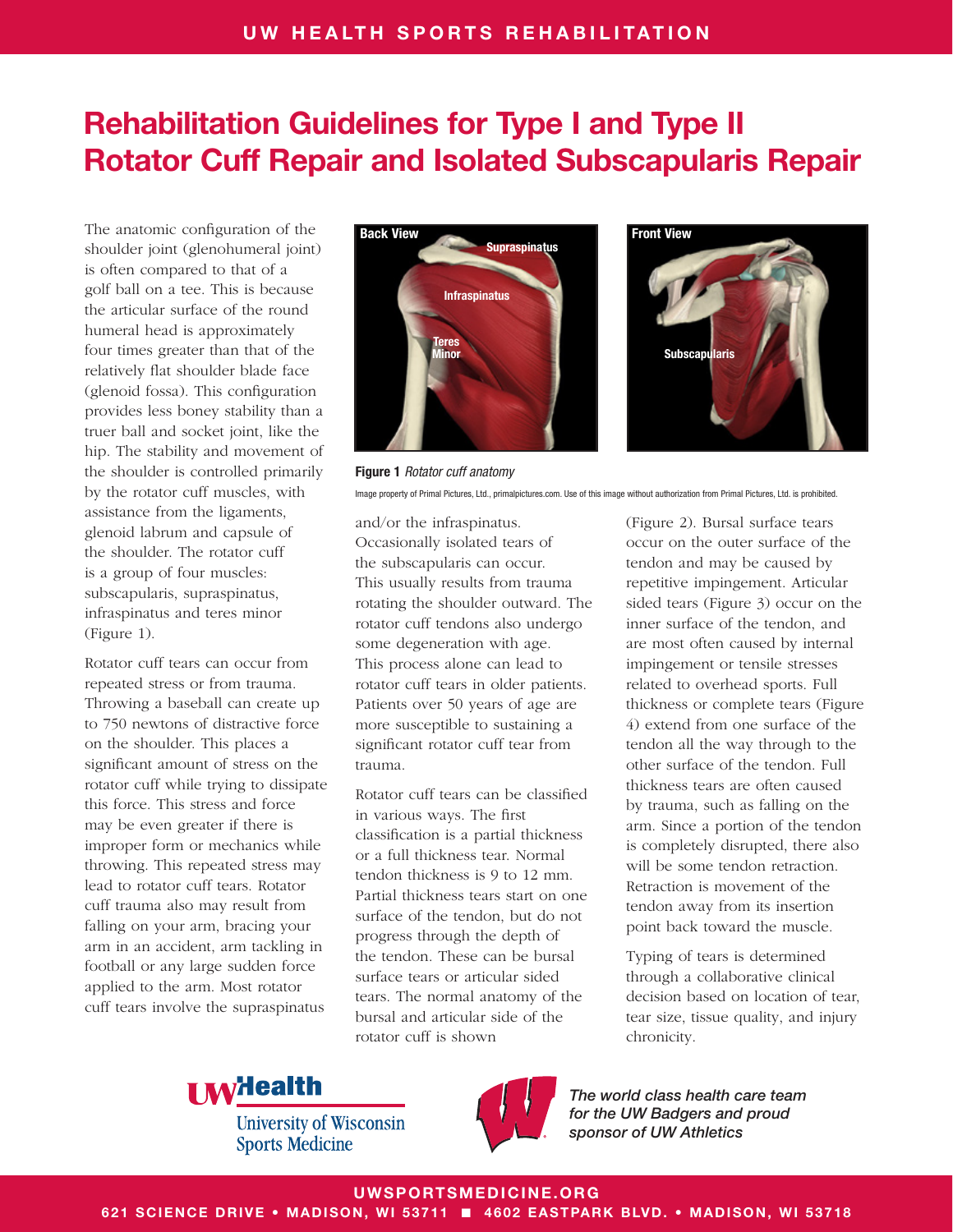# Rehabilitation Guidelines for Type I and Type II Rotator Cuff Repair and Isolated Subscapularis Repair

The anatomic configuration of the shoulder joint (glenohumeral joint) is often compared to that of a golf ball on a tee. This is because the articular surface of the round humeral head is approximately four times greater than that of the relatively flat shoulder blade face (glenoid fossa). This configuration provides less boney stability than a truer ball and socket joint, like the hip. The stability and movement of the shoulder is controlled primarily by the rotator cuff muscles, with assistance from the ligaments, glenoid labrum and capsule of the shoulder. The rotator cuff is a group of four muscles: subscapularis, supraspinatus, infraspinatus and teres minor (Figure 1).

**Figure 1** *Rotator cuff anatomy*

Image property of Primal Pictures, Ltd., primalpictures.com. Use of this image without authorization from Primal Pictures, Ltd. is prohibited.

Rotator cuff tears can occur from repeated stress or from trauma. Throwing a baseball can create up to 750 newtons of distractive force on the shoulder. This places a significant amount of stress on the rotator cuff while trying to dissipate this force. This stress and force may be even greater if there is improper form or mechanics while throwing. This repeated stress may lead to rotator cuff tears. Rotator cuff trauma also may result from falling on your arm, bracing your arm in an accident, arm tackling in football or any large sudden force applied to the arm. Most rotator cuff tears involve the supraspinatus and/or the infraspinatus. Occasionally isolated tears of the subscapularis can occur. This usually results from trauma rotating the shoulder outward. The rotator cuff tendons also undergo some degeneration with age. This process alone can lead to rotator cuff tears in older patients. Patients over 50 years of age are more susceptible to sustaining a significant rotator cuff tear from trauma.

Rotator cuff tears can be classified in various ways. The first classification is a partial thickness or a full thickness tear. Normal tendon thickness is 9 to 12 mm. Partial thickness tears start on one surface of the tendon, but do not progress through the depth of the tendon. These can be bursal surface tears or articular sided tears. The normal anatomy of the bursal and articular side of the rotator cuff is shown (Figure 2). Bursal surface tears occur on the outer surface of the tendon and may be caused by repetitive impingement. Articular sided tears (Figure 3) occur on the inner surface of the tendon, and are most often caused by internal impingement or tensile stresses related to overhead sports. Full thickness or complete tears (Figure 4) extend from one surface of the tendon all the way through to the other surface of the tendon. Full thickness tears are often caused by trauma, such as falling on the arm. Since a portion of the tendon is completely disrupted, there also will be some tendon retraction. Retraction is movement of the tendon away from its insertion point back toward the muscle.

Typing of tears is determined through a collaborative clinical decision based on location of tear, tear size, tissue quality, and injury chronicity.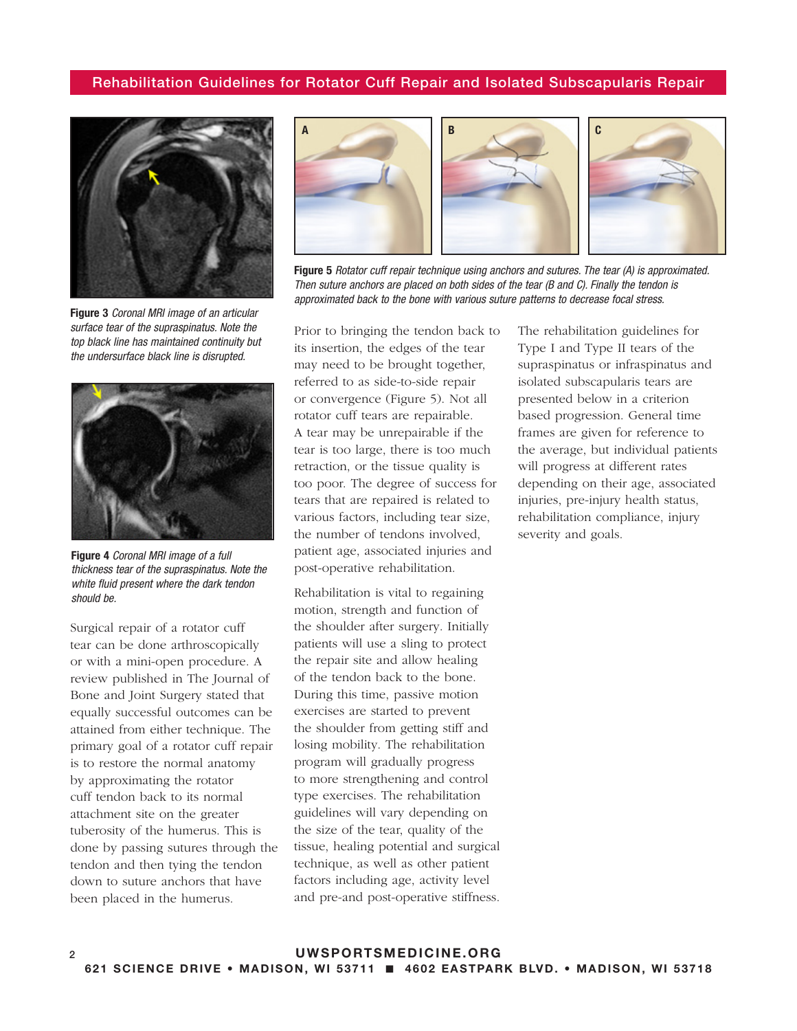**Figure 3** *Coronal MRI image of an articular surface tear of the supraspinatus. Note the top black line has maintained continuity but the undersurface black line is disrupted.*

**Figure 4** *Coronal MRI image of a full thickness tear of the supraspinatus. Note the white fluid present where the dark tendon should be.*

**Figure 5** *Rotator cuff repair technique using anchors and sutures. The tear (A) is approximated. Then suture anchors are placed on both sides of the tear (B and C). Finally the tendon is approximated back to the bone with various suture patterns to decrease focal stress.*

Surgical repair of a rotator cuff tear can be done arthroscopically or with a mini-open procedure. A review published in The Journal of Bone and Joint Surgery stated that equally successful outcomes can be attained from either technique. The primary goal of a rotator cuff repair is to restore the normal anatomy by approximating the rotator cuff tendon back to its normal attachment site on the greater tuberosity of the humerus. This is done by passing sutures through the tendon and then tying the tendon down to suture anchors that have been placed in the humerus.

Prior to bringing the tendon back to its insertion, the edges of the tear may need to be brought together, referred to as side-to-side repair or convergence (Figure 5). Not all rotator cuff tears are repairable. A tear may be unrepairable if the tear is too large, there is too much retraction, or the tissue quality is too poor. The degree of success for tears that are repaired is related to various factors, including tear size, the number of tendons involved, patient age, associated injuries and post-operative rehabilitation.

Rehabilitation is vital to regaining motion, strength and function of the shoulder after surgery. Initially patients will use a sling to protect the repair site and allow healing of the tendon back to the bone. During this time, passive motion exercises are started to prevent the shoulder from getting stiff and losing mobility. The rehabilitation program will gradually progress to more strengthening and control type exercises. The rehabilitation guidelines will vary depending on the size of the tear, quality of the tissue, healing potential and surgical technique, as well as other patient factors including age, activity level and pre-and post-operative stiffness.

The rehabilitation guidelines for Type I and Type II tears of the supraspinatus or infraspinatus and isolated subscapularis tears are presented below in a criterion based progression. General time frames are given for reference to the average, but individual patients will progress at different rates depending on their age, associated injuries, pre-injury health status, rehabilitation compliance, injury severity and goals.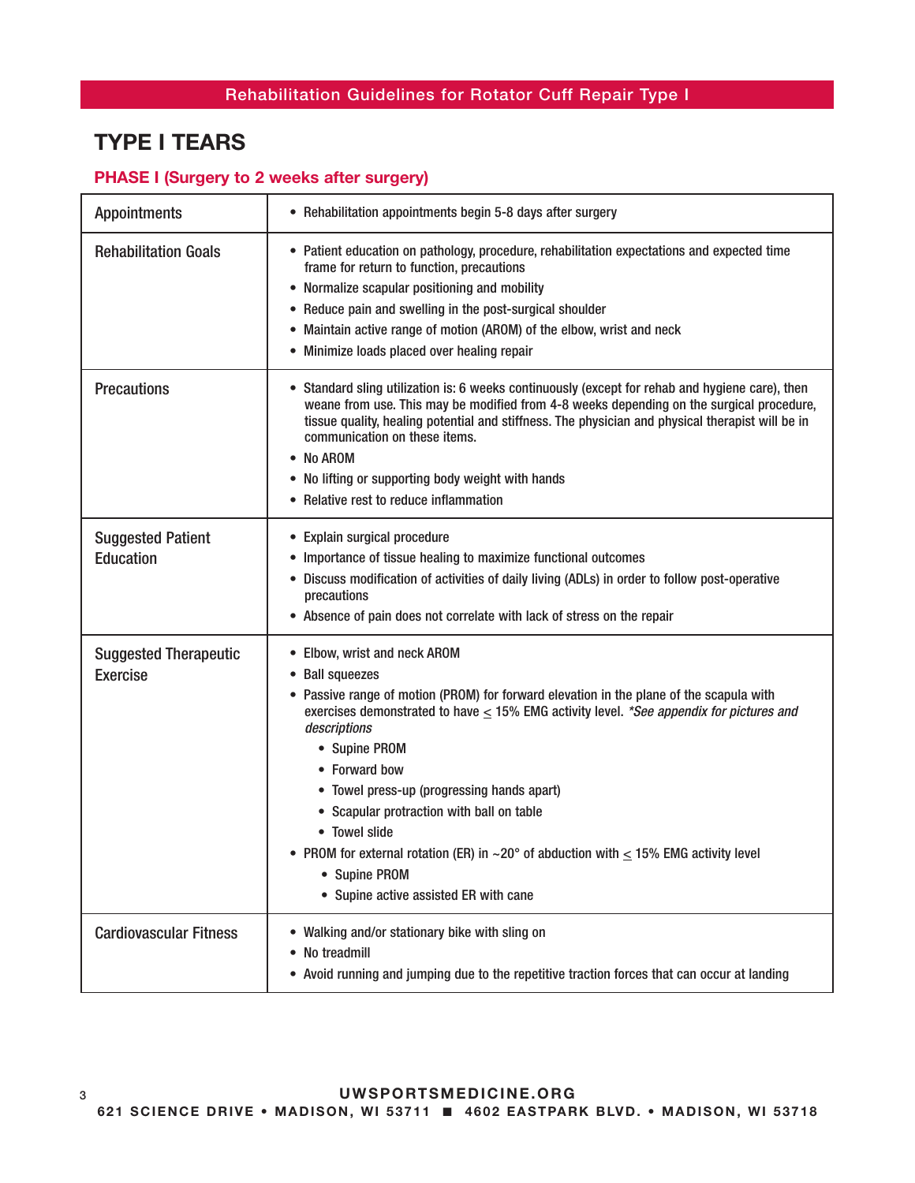## TYPE I TEARS

### PHASE I (Surgery to 2 weeks after surgery)

| | |
|---|---|
| Appointments | • Rehabilitation appointments begin 5-8 days after surgery |
| Rehabilitation Goals | • Patient education on pathology, procedure, rehabilitation expectations and expected time frame for return to function, precautions<br>• Normalize scapular positioning and mobility<br>• Reduce pain and swelling in the post-surgical shoulder<br>• Maintain active range of motion (AROM) of the elbow, wrist and neck<br>• Minimize loads placed over healing repair |
| Precautions | • Standard sling utilization is: 6 weeks continuously (except for rehab and hygiene care), then weane from use. This may be modified from 4-8 weeks depending on the surgical procedure, tissue quality, healing potential and stiffness. The physician and physical therapist will be in communication on these items.<br>• No AROM<br>• No lifting or supporting body weight with hands<br>• Relative rest to reduce inflammation |
| Suggested Patient Education | • Explain surgical procedure<br>• Importance of tissue healing to maximize functional outcomes<br>• Discuss modification of activities of daily living (ADLs) in order to follow post-operative precautions<br>• Absence of pain does not correlate with lack of stress on the repair |
| Suggested Therapeutic Exercise | • Elbow, wrist and neck AROM<br>• Ball squeezes<br>• Passive range of motion (PROM) for forward elevation in the plane of the scapula with exercises demonstrated to have ≤ 15% EMG activity level. *\*See appendix for pictures and descriptions*<br>&nbsp;&nbsp;&nbsp;&nbsp;• Supine PROM<br>&nbsp;&nbsp;&nbsp;&nbsp;• Forward bow<br>&nbsp;&nbsp;&nbsp;&nbsp;• Towel press-up (progressing hands apart)<br>&nbsp;&nbsp;&nbsp;&nbsp;• Scapular protraction with ball on table<br>&nbsp;&nbsp;&nbsp;&nbsp;• Towel slide<br>• PROM for external rotation (ER) in ~20° of abduction with ≤ 15% EMG activity level<br>&nbsp;&nbsp;&nbsp;&nbsp;• Supine PROM<br>&nbsp;&nbsp;&nbsp;&nbsp;• Supine active assisted ER with cane |
| Cardiovascular Fitness | • Walking and/or stationary bike with sling on<br>• No treadmill<br>• Avoid running and jumping due to the repetitive traction forces that can occur at landing |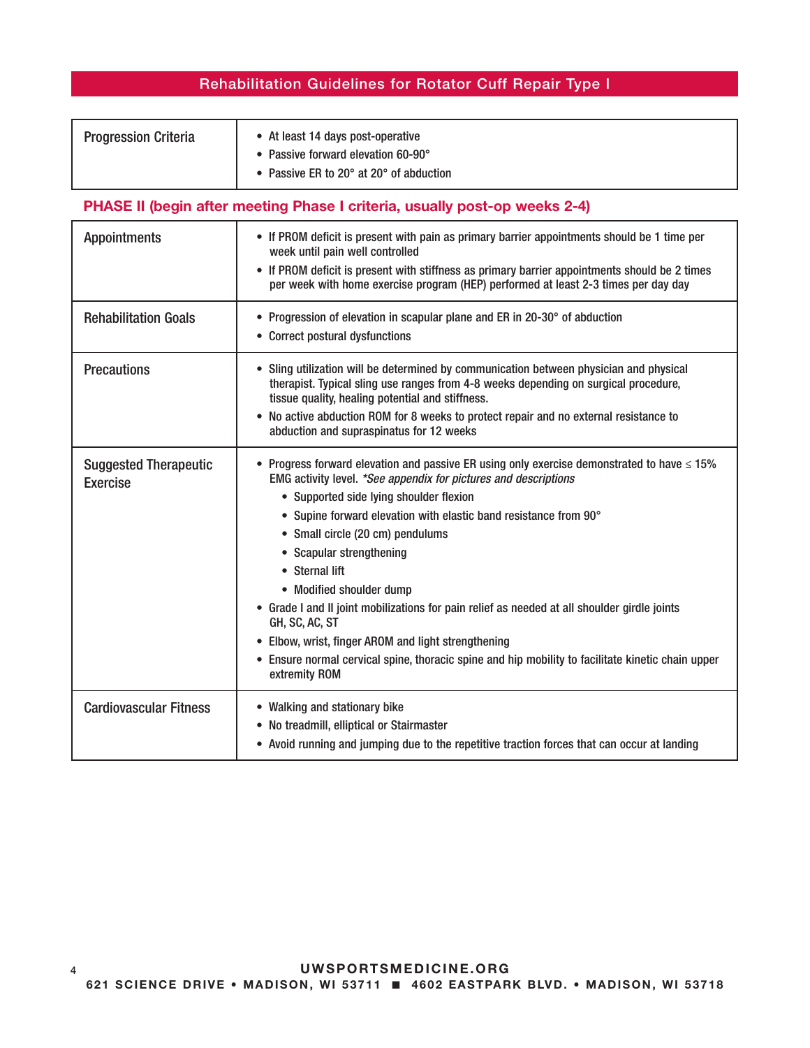## Rehabilitation Guidelines for Rotator Cuff Repair Type I

| | |
|---|---|
| Progression Criteria | • At least 14 days post-operative<br>• Passive forward elevation 60-90°<br>• Passive ER to 20° at 20° of abduction |

### PHASE II (begin after meeting Phase I criteria, usually post-op weeks 2-4)

| | |
|---|---|
| Appointments | • If PROM deficit is present with pain as primary barrier appointments should be 1 time per week until pain well controlled<br>• If PROM deficit is present with stiffness as primary barrier appointments should be 2 times per week with home exercise program (HEP) performed at least 2-3 times per day day |
| Rehabilitation Goals | • Progression of elevation in scapular plane and ER in 20-30° of abduction<br>• Correct postural dysfunctions |
| Precautions | • Sling utilization will be determined by communication between physician and physical therapist. Typical sling use ranges from 4-8 weeks depending on surgical procedure, tissue quality, healing potential and stiffness.<br>• No active abduction ROM for 8 weeks to protect repair and no external resistance to abduction and supraspinatus for 12 weeks |
| Suggested Therapeutic Exercise | • Progress forward elevation and passive ER using only exercise demonstrated to have ≤ 15% EMG activity level. *\*See appendix for pictures and descriptions*<br>&nbsp;&nbsp;&nbsp;&nbsp;• Supported side lying shoulder flexion<br>&nbsp;&nbsp;&nbsp;&nbsp;• Supine forward elevation with elastic band resistance from 90°<br>&nbsp;&nbsp;&nbsp;&nbsp;• Small circle (20 cm) pendulums<br>&nbsp;&nbsp;&nbsp;&nbsp;• Scapular strengthening<br>&nbsp;&nbsp;&nbsp;&nbsp;• Sternal lift<br>&nbsp;&nbsp;&nbsp;&nbsp;• Modified shoulder dump<br>• Grade I and II joint mobilizations for pain relief as needed at all shoulder girdle joints GH, SC, AC, ST<br>• Elbow, wrist, finger AROM and light strengthening<br>• Ensure normal cervical spine, thoracic spine and hip mobility to facilitate kinetic chain upper extremity ROM |
| Cardiovascular Fitness | • Walking and stationary bike<br>• No treadmill, elliptical or Stairmaster<br>• Avoid running and jumping due to the repetitive traction forces that can occur at landing |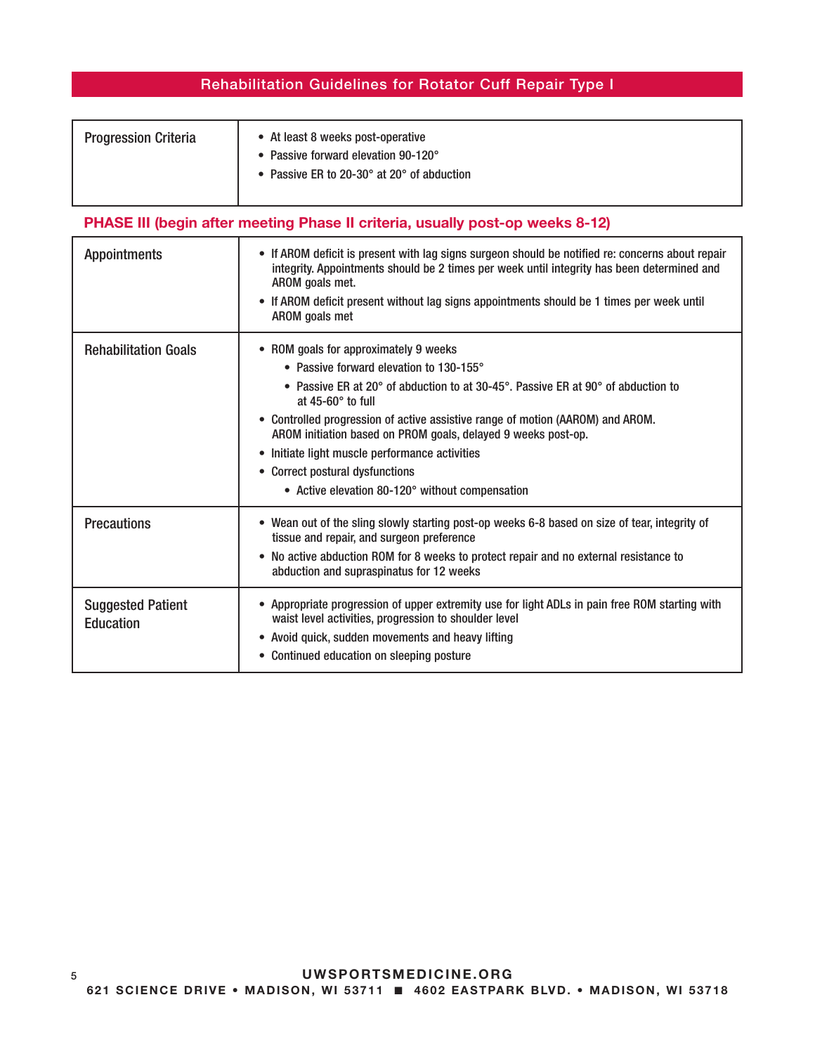## Rehabilitation Guidelines for Rotator Cuff Repair Type I

| | |
|---|---|
| Progression Criteria | • At least 8 weeks post-operative<br>• Passive forward elevation 90-120°<br>• Passive ER to 20-30° at 20° of abduction |

### PHASE III (begin after meeting Phase II criteria, usually post-op weeks 8-12)

| | |
|---|---|
| Appointments | • If AROM deficit is present with lag signs surgeon should be notified re: concerns about repair integrity. Appointments should be 2 times per week until integrity has been determined and AROM goals met.<br>• If AROM deficit present without lag signs appointments should be 1 times per week until AROM goals met |
| Rehabilitation Goals | • ROM goals for approximately 9 weeks<br>  ◦ Passive forward elevation to 130-155°<br>  ◦ Passive ER at 20° of abduction to at 30-45°. Passive ER at 90° of abduction to at 45-60° to full<br>• Controlled progression of active assistive range of motion (AAROM) and AROM. AROM initiation based on PROM goals, delayed 9 weeks post-op.<br>• Initiate light muscle performance activities<br>• Correct postural dysfunctions<br>  ◦ Active elevation 80-120° without compensation |
| Precautions | • Wean out of the sling slowly starting post-op weeks 6-8 based on size of tear, integrity of tissue and repair, and surgeon preference<br>• No active abduction ROM for 8 weeks to protect repair and no external resistance to abduction and supraspinatus for 12 weeks |
| Suggested Patient Education | • Appropriate progression of upper extremity use for light ADLs in pain free ROM starting with waist level activities, progression to shoulder level<br>• Avoid quick, sudden movements and heavy lifting<br>• Continued education on sleeping posture |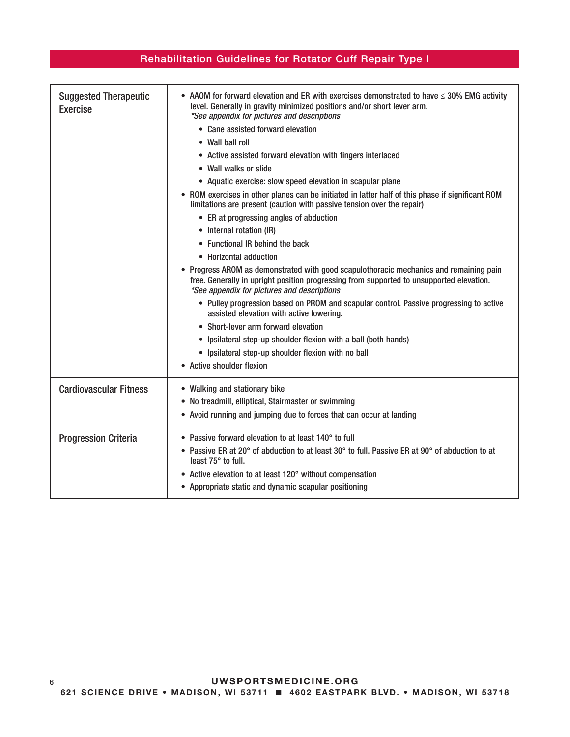## Rehabilitation Guidelines for Rotator Cuff Repair Type I

| | |
|---|---|
| Suggested Therapeutic Exercise | • AAOM for forward elevation and ER with exercises demonstrated to have ≤ 30% EMG activity level. Generally in gravity minimized positions and/or short lever arm. *\*See appendix for pictures and descriptions*<br>  ◦ Cane assisted forward elevation<br>  ◦ Wall ball roll<br>  ◦ Active assisted forward elevation with fingers interlaced<br>  ◦ Wall walks or slide<br>  ◦ Aquatic exercise: slow speed elevation in scapular plane<br>• ROM exercises in other planes can be initiated in latter half of this phase if significant ROM limitations are present (caution with passive tension over the repair)<br>  ◦ ER at progressing angles of abduction<br>  ◦ Internal rotation (IR)<br>  ◦ Functional IR behind the back<br>  ◦ Horizontal adduction<br>• Progress AROM as demonstrated with good scapulothoracic mechanics and remaining pain free. Generally in upright position progressing from supported to unsupported elevation. *\*See appendix for pictures and descriptions*<br>  ◦ Pulley progression based on PROM and scapular control. Passive progressing to active assisted elevation with active lowering.<br>  ◦ Short-lever arm forward elevation<br>  ◦ Ipsilateral step-up shoulder flexion with a ball (both hands)<br>  ◦ Ipsilateral step-up shoulder flexion with no ball<br>• Active shoulder flexion |
| Cardiovascular Fitness | • Walking and stationary bike<br>• No treadmill, elliptical, Stairmaster or swimming<br>• Avoid running and jumping due to forces that can occur at landing |
| Progression Criteria | • Passive forward elevation to at least 140° to full<br>• Passive ER at 20° of abduction to at least 30° to full. Passive ER at 90° of abduction to at least 75° to full.<br>• Active elevation to at least 120° without compensation<br>• Appropriate static and dynamic scapular positioning |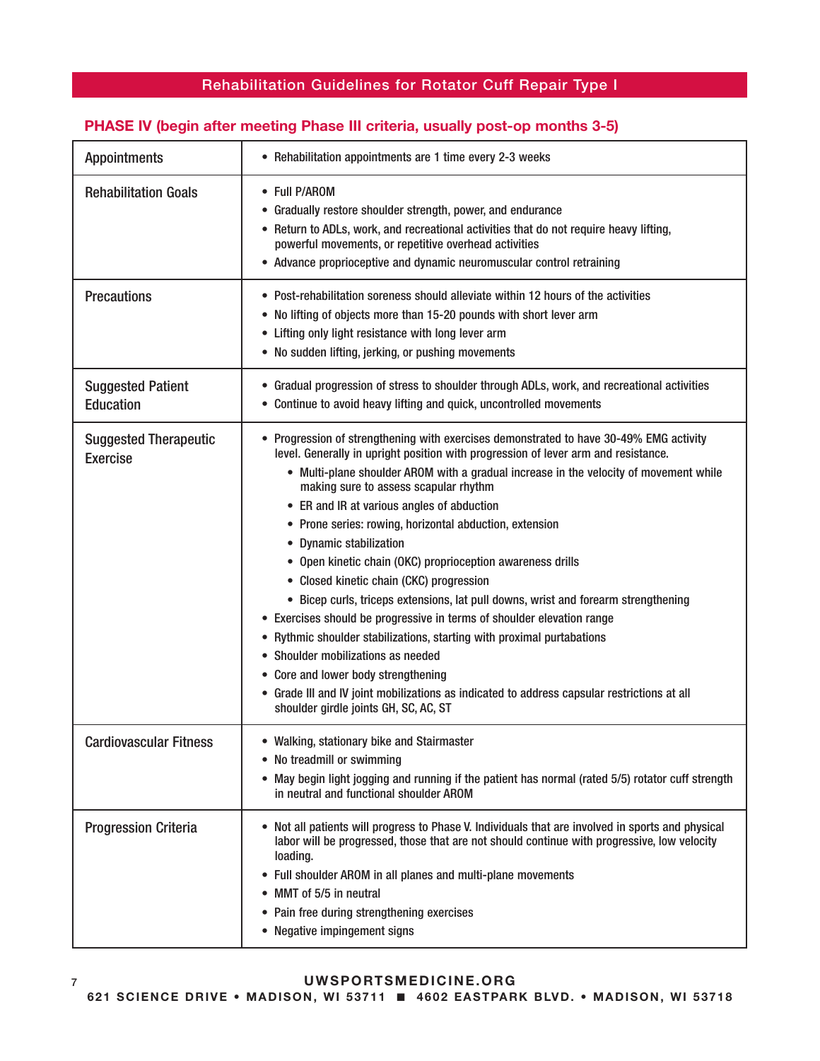## Rehabilitation Guidelines for Rotator Cuff Repair Type I

### PHASE IV (begin after meeting Phase III criteria, usually post-op months 3-5)

| | |
|---|---|
| Appointments | • Rehabilitation appointments are 1 time every 2-3 weeks |
| Rehabilitation Goals | • Full P/AROM<br>• Gradually restore shoulder strength, power, and endurance<br>• Return to ADLs, work, and recreational activities that do not require heavy lifting, powerful movements, or repetitive overhead activities<br>• Advance proprioceptive and dynamic neuromuscular control retraining |
| Precautions | • Post-rehabilitation soreness should alleviate within 12 hours of the activities<br>• No lifting of objects more than 15-20 pounds with short lever arm<br>• Lifting only light resistance with long lever arm<br>• No sudden lifting, jerking, or pushing movements |
| Suggested Patient Education | • Gradual progression of stress to shoulder through ADLs, work, and recreational activities<br>• Continue to avoid heavy lifting and quick, uncontrolled movements |
| Suggested Therapeutic Exercise | • Progression of strengthening with exercises demonstrated to have 30-49% EMG activity level. Generally in upright position with progression of lever arm and resistance.<br>&nbsp;&nbsp;&nbsp;&nbsp;• Multi-plane shoulder AROM with a gradual increase in the velocity of movement while making sure to assess scapular rhythm<br>&nbsp;&nbsp;&nbsp;&nbsp;• ER and IR at various angles of abduction<br>&nbsp;&nbsp;&nbsp;&nbsp;• Prone series: rowing, horizontal abduction, extension<br>&nbsp;&nbsp;&nbsp;&nbsp;• Dynamic stabilization<br>&nbsp;&nbsp;&nbsp;&nbsp;• Open kinetic chain (OKC) proprioception awareness drills<br>&nbsp;&nbsp;&nbsp;&nbsp;• Closed kinetic chain (CKC) progression<br>&nbsp;&nbsp;&nbsp;&nbsp;• Bicep curls, triceps extensions, lat pull downs, wrist and forearm strengthening<br>• Exercises should be progressive in terms of shoulder elevation range<br>• Rythmic shoulder stabilizations, starting with proximal purtabations<br>• Shoulder mobilizations as needed<br>• Core and lower body strengthening<br>• Grade III and IV joint mobilizations as indicated to address capsular restrictions at all shoulder girdle joints GH, SC, AC, ST |
| Cardiovascular Fitness | • Walking, stationary bike and Stairmaster<br>• No treadmill or swimming<br>• May begin light jogging and running if the patient has normal (rated 5/5) rotator cuff strength in neutral and functional shoulder AROM |
| Progression Criteria | • Not all patients will progress to Phase V. Individuals that are involved in sports and physical labor will be progressed, those that are not should continue with progressive, low velocity loading.<br>• Full shoulder AROM in all planes and multi-plane movements<br>• MMT of 5/5 in neutral<br>• Pain free during strengthening exercises<br>• Negative impingement signs |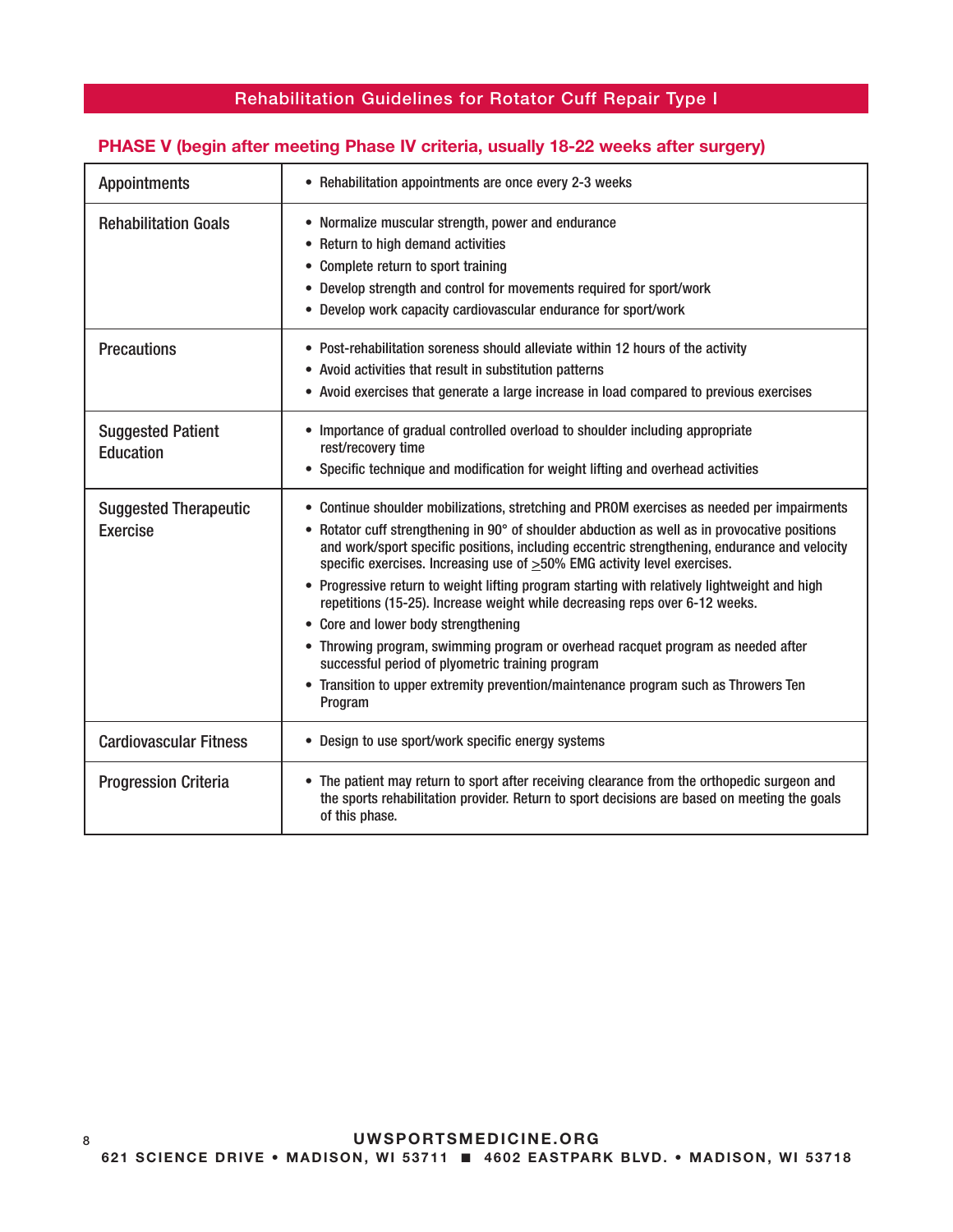## Rehabilitation Guidelines for Rotator Cuff Repair Type I

### PHASE V (begin after meeting Phase IV criteria, usually 18-22 weeks after surgery)

| | |
|---|---|
| Appointments | • Rehabilitation appointments are once every 2-3 weeks |
| Rehabilitation Goals | • Normalize muscular strength, power and endurance<br>• Return to high demand activities<br>• Complete return to sport training<br>• Develop strength and control for movements required for sport/work<br>• Develop work capacity cardiovascular endurance for sport/work |
| Precautions | • Post-rehabilitation soreness should alleviate within 12 hours of the activity<br>• Avoid activities that result in substitution patterns<br>• Avoid exercises that generate a large increase in load compared to previous exercises |
| Suggested Patient Education | • Importance of gradual controlled overload to shoulder including appropriate rest/recovery time<br>• Specific technique and modification for weight lifting and overhead activities |
| Suggested Therapeutic Exercise | • Continue shoulder mobilizations, stretching and PROM exercises as needed per impairments<br>• Rotator cuff strengthening in 90° of shoulder abduction as well as in provocative positions and work/sport specific positions, including eccentric strengthening, endurance and velocity specific exercises. Increasing use of $\geq$50% EMG activity level exercises.<br>• Progressive return to weight lifting program starting with relatively lightweight and high repetitions (15-25). Increase weight while decreasing reps over 6-12 weeks.<br>• Core and lower body strengthening<br>• Throwing program, swimming program or overhead racquet program as needed after successful period of plyometric training program<br>• Transition to upper extremity prevention/maintenance program such as Throwers Ten Program |
| Cardiovascular Fitness | • Design to use sport/work specific energy systems |
| Progression Criteria | • The patient may return to sport after receiving clearance from the orthopedic surgeon and the sports rehabilitation provider. Return to sport decisions are based on meeting the goals of this phase. |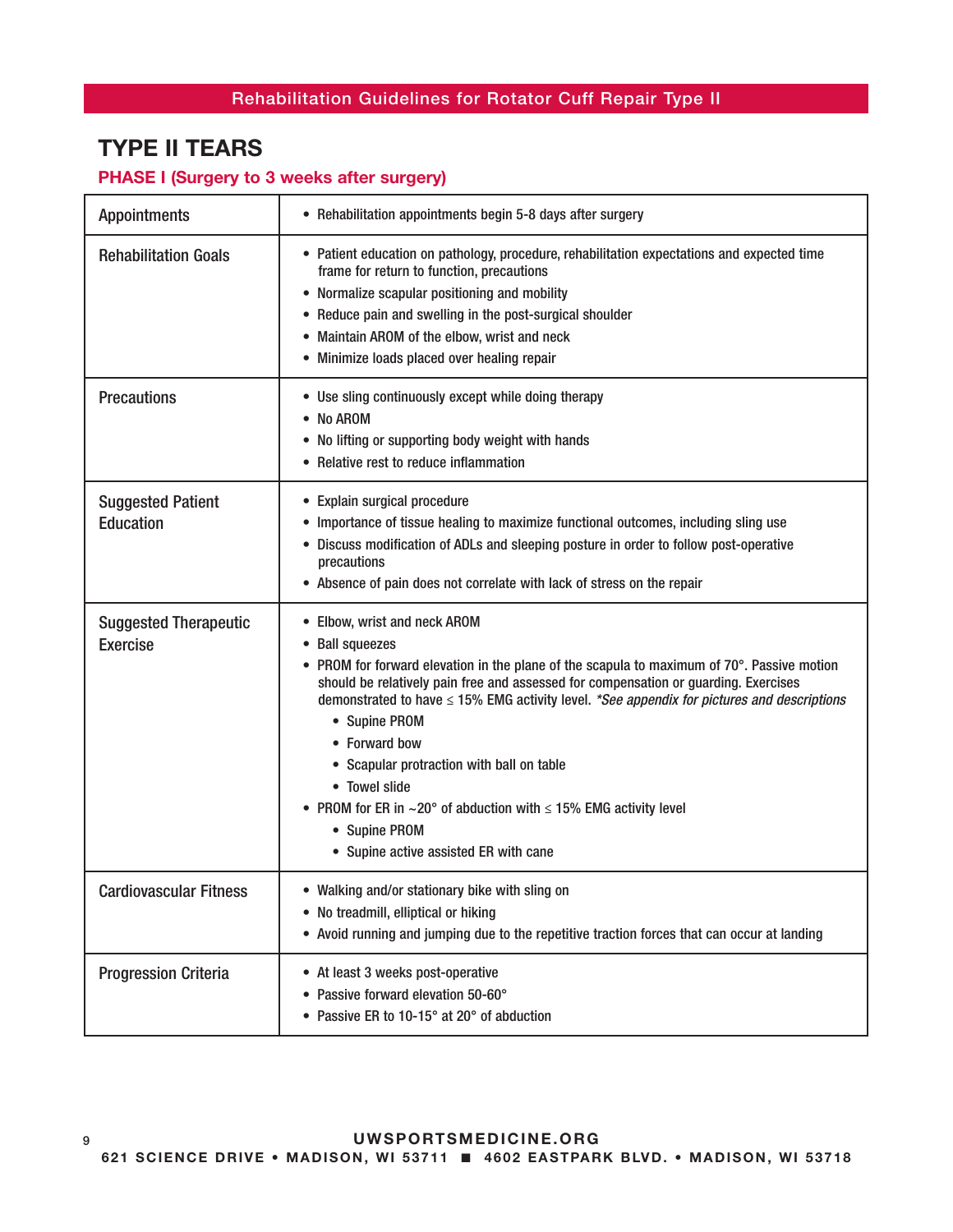## TYPE II TEARS

### PHASE I (Surgery to 3 weeks after surgery)

| | |
|---|---|
| Appointments | • Rehabilitation appointments begin 5-8 days after surgery |
| Rehabilitation Goals | • Patient education on pathology, procedure, rehabilitation expectations and expected time frame for return to function, precautions<br>• Normalize scapular positioning and mobility<br>• Reduce pain and swelling in the post-surgical shoulder<br>• Maintain AROM of the elbow, wrist and neck<br>• Minimize loads placed over healing repair |
| Precautions | • Use sling continuously except while doing therapy<br>• No AROM<br>• No lifting or supporting body weight with hands<br>• Relative rest to reduce inflammation |
| Suggested Patient Education | • Explain surgical procedure<br>• Importance of tissue healing to maximize functional outcomes, including sling use<br>• Discuss modification of ADLs and sleeping posture in order to follow post-operative precautions<br>• Absence of pain does not correlate with lack of stress on the repair |
| Suggested Therapeutic Exercise | • Elbow, wrist and neck AROM<br>• Ball squeezes<br>• PROM for forward elevation in the plane of the scapula to maximum of 70°. Passive motion should be relatively pain free and assessed for compensation or guarding. Exercises demonstrated to have ≤ 15% EMG activity level. *\*See appendix for pictures and descriptions*<br>&nbsp;&nbsp;&nbsp;&nbsp;• Supine PROM<br>&nbsp;&nbsp;&nbsp;&nbsp;• Forward bow<br>&nbsp;&nbsp;&nbsp;&nbsp;• Scapular protraction with ball on table<br>&nbsp;&nbsp;&nbsp;&nbsp;• Towel slide<br>• PROM for ER in ~20° of abduction with ≤ 15% EMG activity level<br>&nbsp;&nbsp;&nbsp;&nbsp;• Supine PROM<br>&nbsp;&nbsp;&nbsp;&nbsp;• Supine active assisted ER with cane |
| Cardiovascular Fitness | • Walking and/or stationary bike with sling on<br>• No treadmill, elliptical or hiking<br>• Avoid running and jumping due to the repetitive traction forces that can occur at landing |
| Progression Criteria | • At least 3 weeks post-operative<br>• Passive forward elevation 50-60°<br>• Passive ER to 10-15° at 20° of abduction |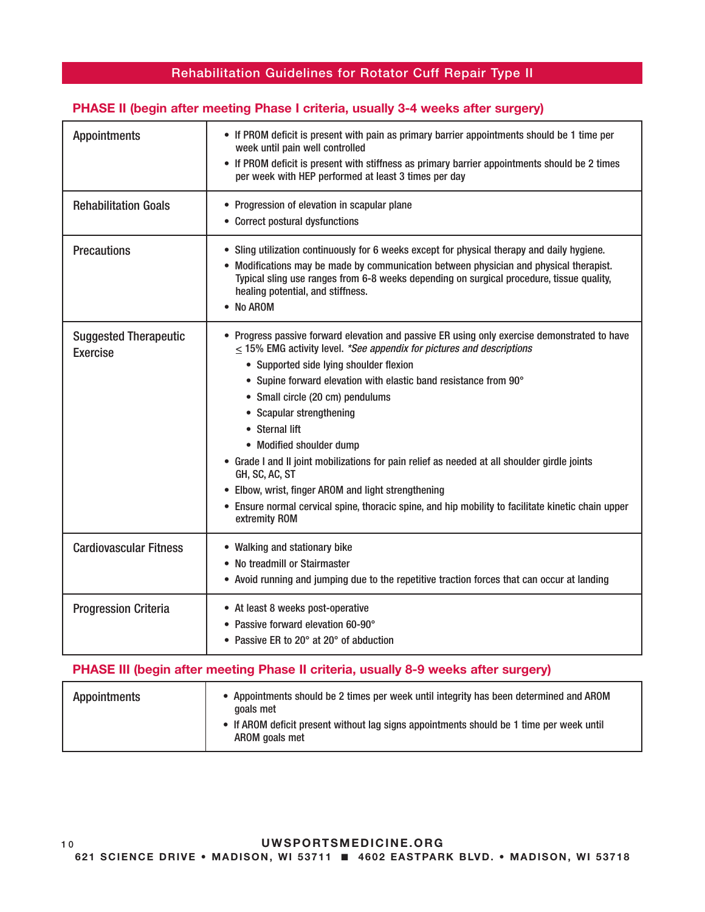# Rehabilitation Guidelines for Rotator Cuff Repair Type II

## PHASE II (begin after meeting Phase I criteria, usually 3-4 weeks after surgery)

| | |
|---|---|
| Appointments | • If PROM deficit is present with pain as primary barrier appointments should be 1 time per week until pain well controlled<br>• If PROM deficit is present with stiffness as primary barrier appointments should be 2 times per week with HEP performed at least 3 times per day |
| Rehabilitation Goals | • Progression of elevation in scapular plane<br>• Correct postural dysfunctions |
| Precautions | • Sling utilization continuously for 6 weeks except for physical therapy and daily hygiene.<br>• Modifications may be made by communication between physician and physical therapist. Typical sling use ranges from 6-8 weeks depending on surgical procedure, tissue quality, healing potential, and stiffness.<br>• No AROM |
| Suggested Therapeutic Exercise | • Progress passive forward elevation and passive ER using only exercise demonstrated to have ≤ 15% EMG activity level. *\*See appendix for pictures and descriptions*<br>  ◦ Supported side lying shoulder flexion<br>  ◦ Supine forward elevation with elastic band resistance from 90°<br>  ◦ Small circle (20 cm) pendulums<br>  ◦ Scapular strengthening<br>  ◦ Sternal lift<br>  ◦ Modified shoulder dump<br>• Grade I and II joint mobilizations for pain relief as needed at all shoulder girdle joints GH, SC, AC, ST<br>• Elbow, wrist, finger AROM and light strengthening<br>• Ensure normal cervical spine, thoracic spine, and hip mobility to facilitate kinetic chain upper extremity ROM |
| Cardiovascular Fitness | • Walking and stationary bike<br>• No treadmill or Stairmaster<br>• Avoid running and jumping due to the repetitive traction forces that can occur at landing |
| Progression Criteria | • At least 8 weeks post-operative<br>• Passive forward elevation 60-90°<br>• Passive ER to 20° at 20° of abduction |

## PHASE III (begin after meeting Phase II criteria, usually 8-9 weeks after surgery)

| | |
|---|---|
| Appointments | • Appointments should be 2 times per week until integrity has been determined and AROM goals met<br>• If AROM deficit present without lag signs appointments should be 1 time per week until AROM goals met |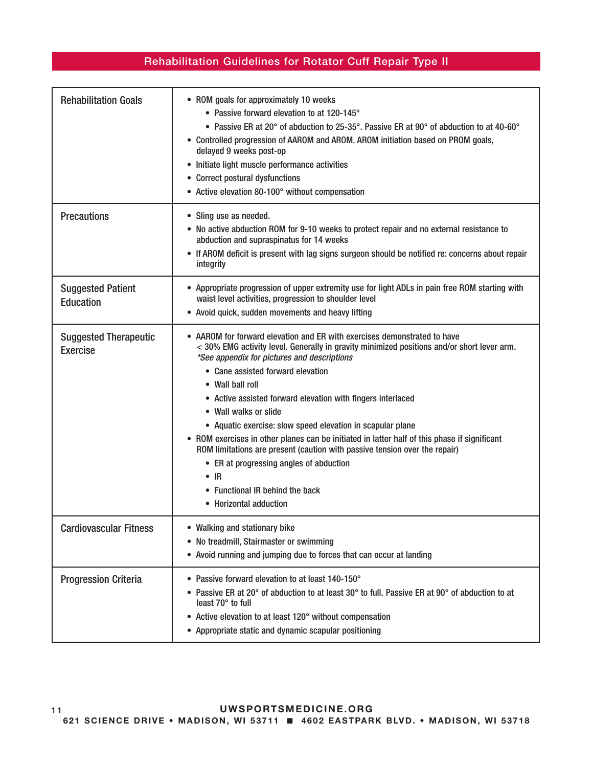## Rehabilitation Guidelines for Rotator Cuff Repair Type II

| | |
|---|---|
| Rehabilitation Goals | • ROM goals for approximately 10 weeks<br>  ◦ Passive forward elevation to at 120-145°<br>  ◦ Passive ER at 20° of abduction to 25-35°. Passive ER at 90° of abduction to at 40-60°<br>• Controlled progression of AAROM and AROM. AROM initiation based on PROM goals, delayed 9 weeks post-op<br>• Initiate light muscle performance activities<br>• Correct postural dysfunctions<br>• Active elevation 80-100° without compensation |
| Precautions | • Sling use as needed.<br>• No active abduction ROM for 9-10 weeks to protect repair and no external resistance to abduction and supraspinatus for 14 weeks<br>• If AROM deficit is present with lag signs surgeon should be notified re: concerns about repair integrity |
| Suggested Patient Education | • Appropriate progression of upper extremity use for light ADLs in pain free ROM starting with waist level activities, progression to shoulder level<br>• Avoid quick, sudden movements and heavy lifting |
| Suggested Therapeutic Exercise | • AAROM for forward elevation and ER with exercises demonstrated to have ≤ 30% EMG activity level. Generally in gravity minimized positions and/or short lever arm. *\*See appendix for pictures and descriptions*<br>  ◦ Cane assisted forward elevation<br>  ◦ Wall ball roll<br>  ◦ Active assisted forward elevation with fingers interlaced<br>  ◦ Wall walks or slide<br>  ◦ Aquatic exercise: slow speed elevation in scapular plane<br>• ROM exercises in other planes can be initiated in latter half of this phase if significant ROM limitations are present (caution with passive tension over the repair)<br>  ◦ ER at progressing angles of abduction<br>  ◦ IR<br>  ◦ Functional IR behind the back<br>  ◦ Horizontal adduction |
| Cardiovascular Fitness | • Walking and stationary bike<br>• No treadmill, Stairmaster or swimming<br>• Avoid running and jumping due to forces that can occur at landing |
| Progression Criteria | • Passive forward elevation to at least 140-150°<br>• Passive ER at 20° of abduction to at least 30° to full. Passive ER at 90° of abduction to at least 70° to full<br>• Active elevation to at least 120° without compensation<br>• Appropriate static and dynamic scapular positioning |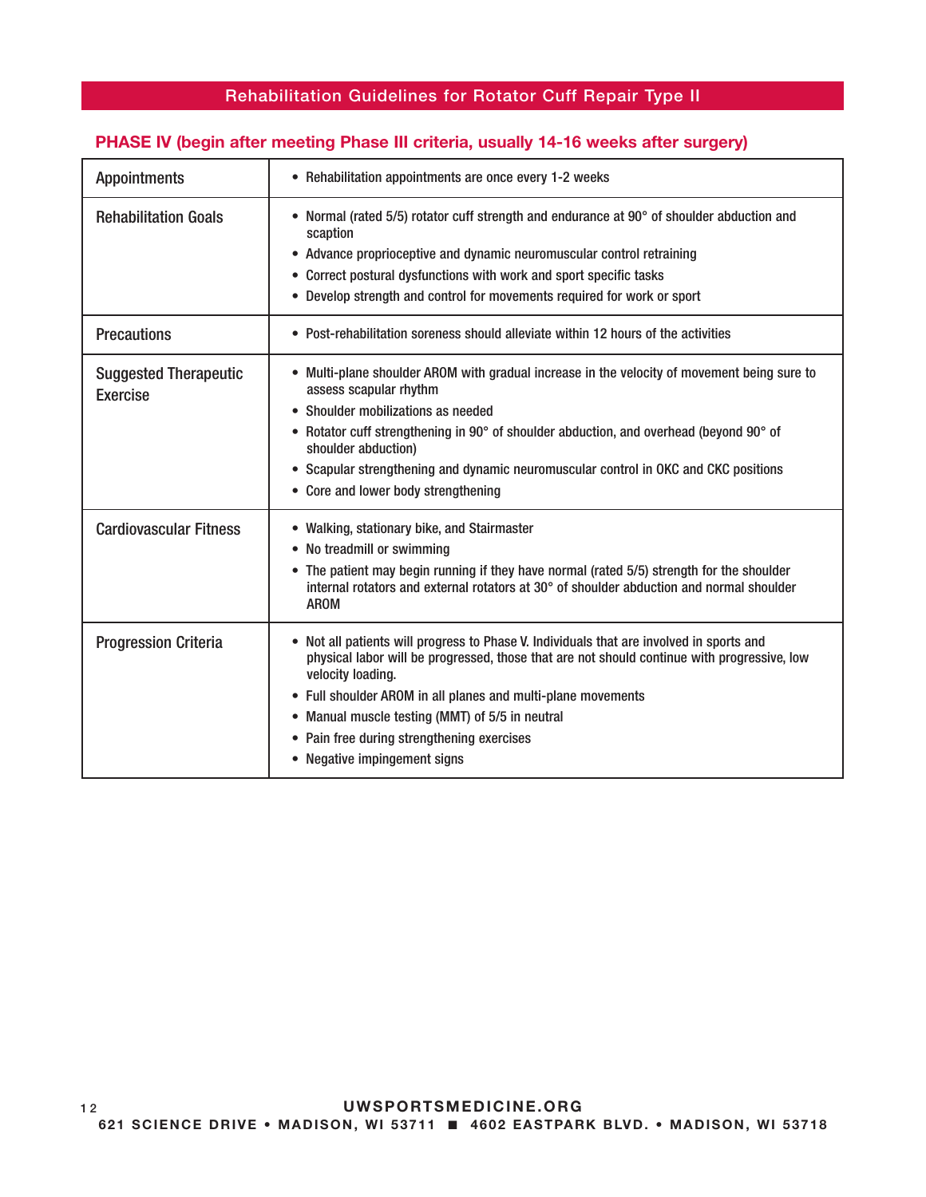## PHASE IV (begin after meeting Phase III criteria, usually 14-16 weeks after surgery)

| | |
|---|---|
| Appointments | • Rehabilitation appointments are once every 1-2 weeks |
| Rehabilitation Goals | • Normal (rated 5/5) rotator cuff strength and endurance at 90° of shoulder abduction and scaption<br>• Advance proprioceptive and dynamic neuromuscular control retraining<br>• Correct postural dysfunctions with work and sport specific tasks<br>• Develop strength and control for movements required for work or sport |
| Precautions | • Post-rehabilitation soreness should alleviate within 12 hours of the activities |
| Suggested Therapeutic Exercise | • Multi-plane shoulder AROM with gradual increase in the velocity of movement being sure to assess scapular rhythm<br>• Shoulder mobilizations as needed<br>• Rotator cuff strengthening in 90° of shoulder abduction, and overhead (beyond 90° of shoulder abduction)<br>• Scapular strengthening and dynamic neuromuscular control in OKC and CKC positions<br>• Core and lower body strengthening |
| Cardiovascular Fitness | • Walking, stationary bike, and Stairmaster<br>• No treadmill or swimming<br>• The patient may begin running if they have normal (rated 5/5) strength for the shoulder internal rotators and external rotators at 30° of shoulder abduction and normal shoulder AROM |
| Progression Criteria | • Not all patients will progress to Phase V. Individuals that are involved in sports and physical labor will be progressed, those that are not should continue with progressive, low velocity loading.<br>• Full shoulder AROM in all planes and multi-plane movements<br>• Manual muscle testing (MMT) of 5/5 in neutral<br>• Pain free during strengthening exercises<br>• Negative impingement signs |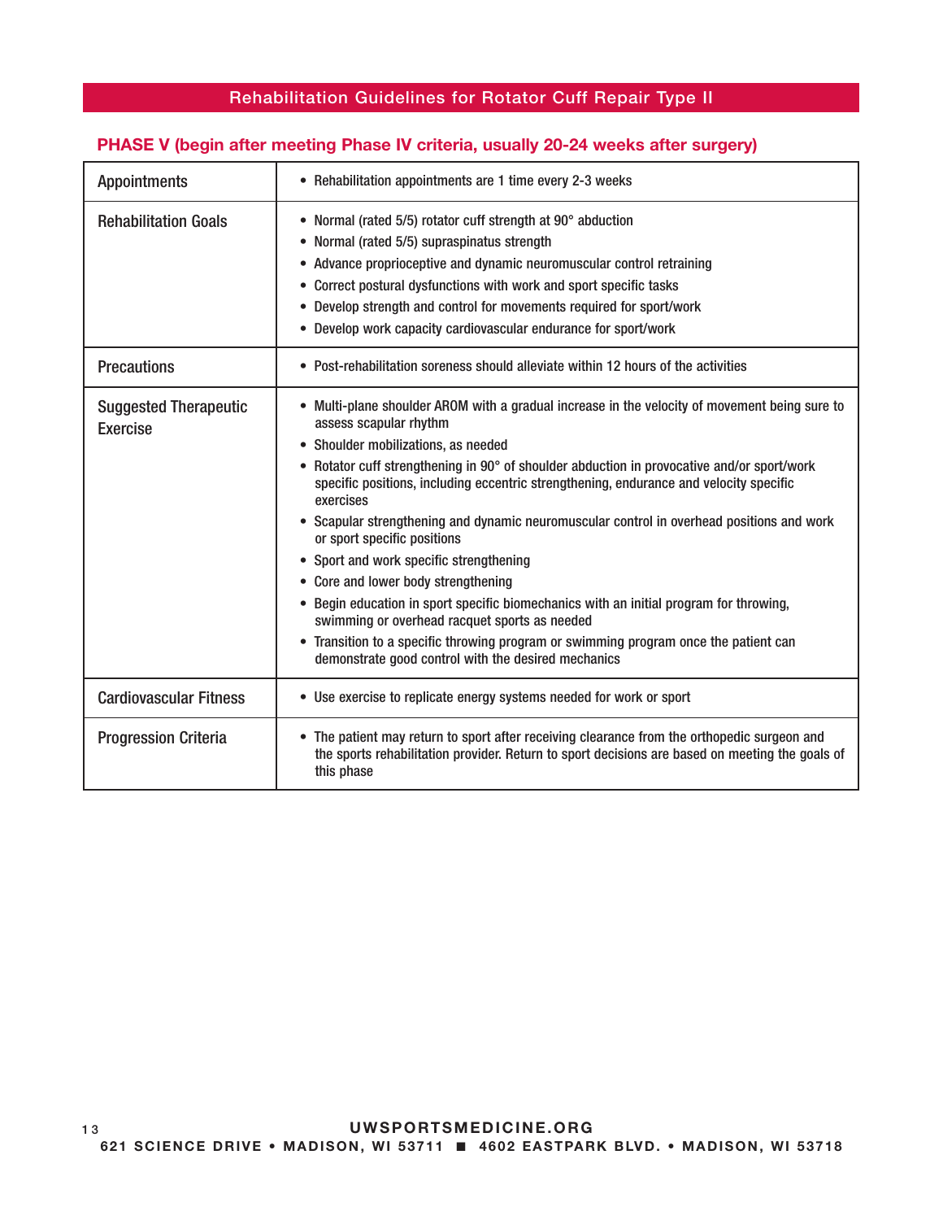## PHASE V (begin after meeting Phase IV criteria, usually 20-24 weeks after surgery)

| | |
|---|---|
| Appointments | • Rehabilitation appointments are 1 time every 2-3 weeks |
| Rehabilitation Goals | • Normal (rated 5/5) rotator cuff strength at 90° abduction<br>• Normal (rated 5/5) supraspinatus strength<br>• Advance proprioceptive and dynamic neuromuscular control retraining<br>• Correct postural dysfunctions with work and sport specific tasks<br>• Develop strength and control for movements required for sport/work<br>• Develop work capacity cardiovascular endurance for sport/work |
| Precautions | • Post-rehabilitation soreness should alleviate within 12 hours of the activities |
| Suggested Therapeutic Exercise | • Multi-plane shoulder AROM with a gradual increase in the velocity of movement being sure to assess scapular rhythm<br>• Shoulder mobilizations, as needed<br>• Rotator cuff strengthening in 90° of shoulder abduction in provocative and/or sport/work specific positions, including eccentric strengthening, endurance and velocity specific exercises<br>• Scapular strengthening and dynamic neuromuscular control in overhead positions and work or sport specific positions<br>• Sport and work specific strengthening<br>• Core and lower body strengthening<br>• Begin education in sport specific biomechanics with an initial program for throwing, swimming or overhead racquet sports as needed<br>• Transition to a specific throwing program or swimming program once the patient can demonstrate good control with the desired mechanics |
| Cardiovascular Fitness | • Use exercise to replicate energy systems needed for work or sport |
| Progression Criteria | • The patient may return to sport after receiving clearance from the orthopedic surgeon and the sports rehabilitation provider. Return to sport decisions are based on meeting the goals of this phase |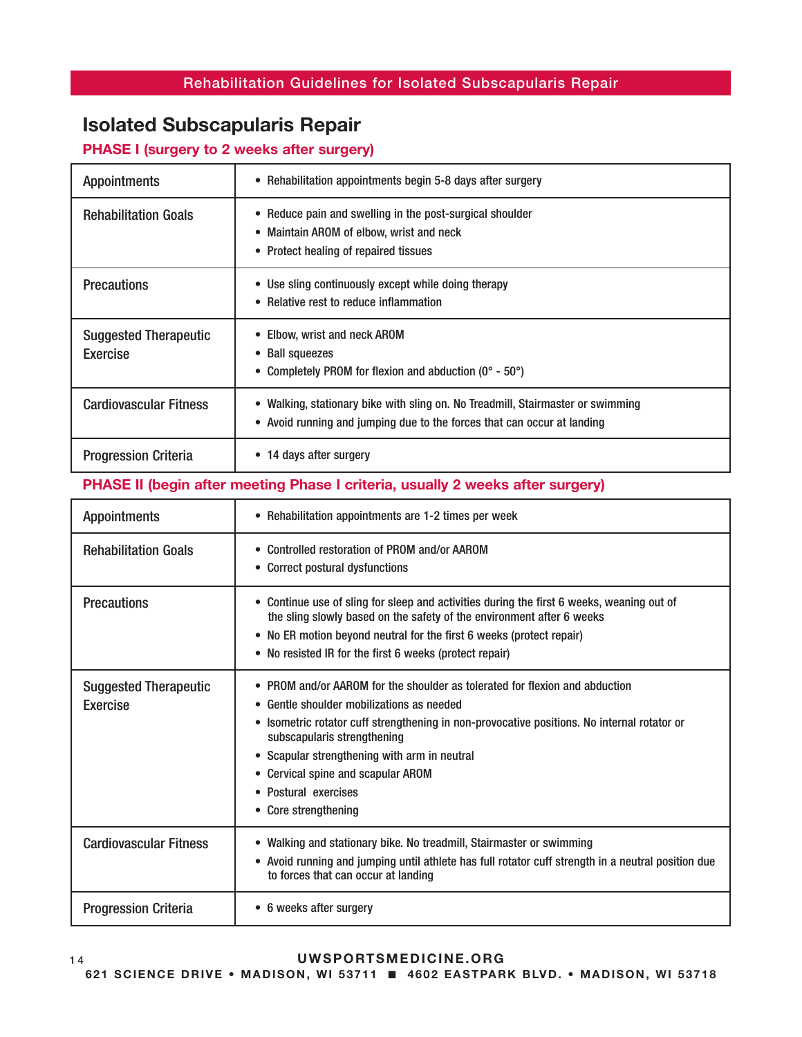# Isolated Subscapularis Repair

## PHASE I (surgery to 2 weeks after surgery)

| | |
|---|---|
| Appointments | • Rehabilitation appointments begin 5-8 days after surgery |
| Rehabilitation Goals | • Reduce pain and swelling in the post-surgical shoulder<br>• Maintain AROM of elbow, wrist and neck<br>• Protect healing of repaired tissues |
| Precautions | • Use sling continuously except while doing therapy<br>• Relative rest to reduce inflammation |
| Suggested Therapeutic Exercise | • Elbow, wrist and neck AROM<br>• Ball squeezes<br>• Completely PROM for flexion and abduction (0° - 50°) |
| Cardiovascular Fitness | • Walking, stationary bike with sling on. No Treadmill, Stairmaster or swimming<br>• Avoid running and jumping due to the forces that can occur at landing |
| Progression Criteria | • 14 days after surgery |

## PHASE II (begin after meeting Phase I criteria, usually 2 weeks after surgery)

| | |
|---|---|
| Appointments | • Rehabilitation appointments are 1-2 times per week |
| Rehabilitation Goals | • Controlled restoration of PROM and/or AAROM<br>• Correct postural dysfunctions |
| Precautions | • Continue use of sling for sleep and activities during the first 6 weeks, weaning out of the sling slowly based on the safety of the environment after 6 weeks<br>• No ER motion beyond neutral for the first 6 weeks (protect repair)<br>• No resisted IR for the first 6 weeks (protect repair) |
| Suggested Therapeutic Exercise | • PROM and/or AAROM for the shoulder as tolerated for flexion and abduction<br>• Gentle shoulder mobilizations as needed<br>• Isometric rotator cuff strengthening in non-provocative positions. No internal rotator or subscapularis strengthening<br>• Scapular strengthening with arm in neutral<br>• Cervical spine and scapular AROM<br>• Postural exercises<br>• Core strengthening |
| Cardiovascular Fitness | • Walking and stationary bike. No treadmill, Stairmaster or swimming<br>• Avoid running and jumping until athlete has full rotator cuff strength in a neutral position due to forces that can occur at landing |
| Progression Criteria | • 6 weeks after surgery |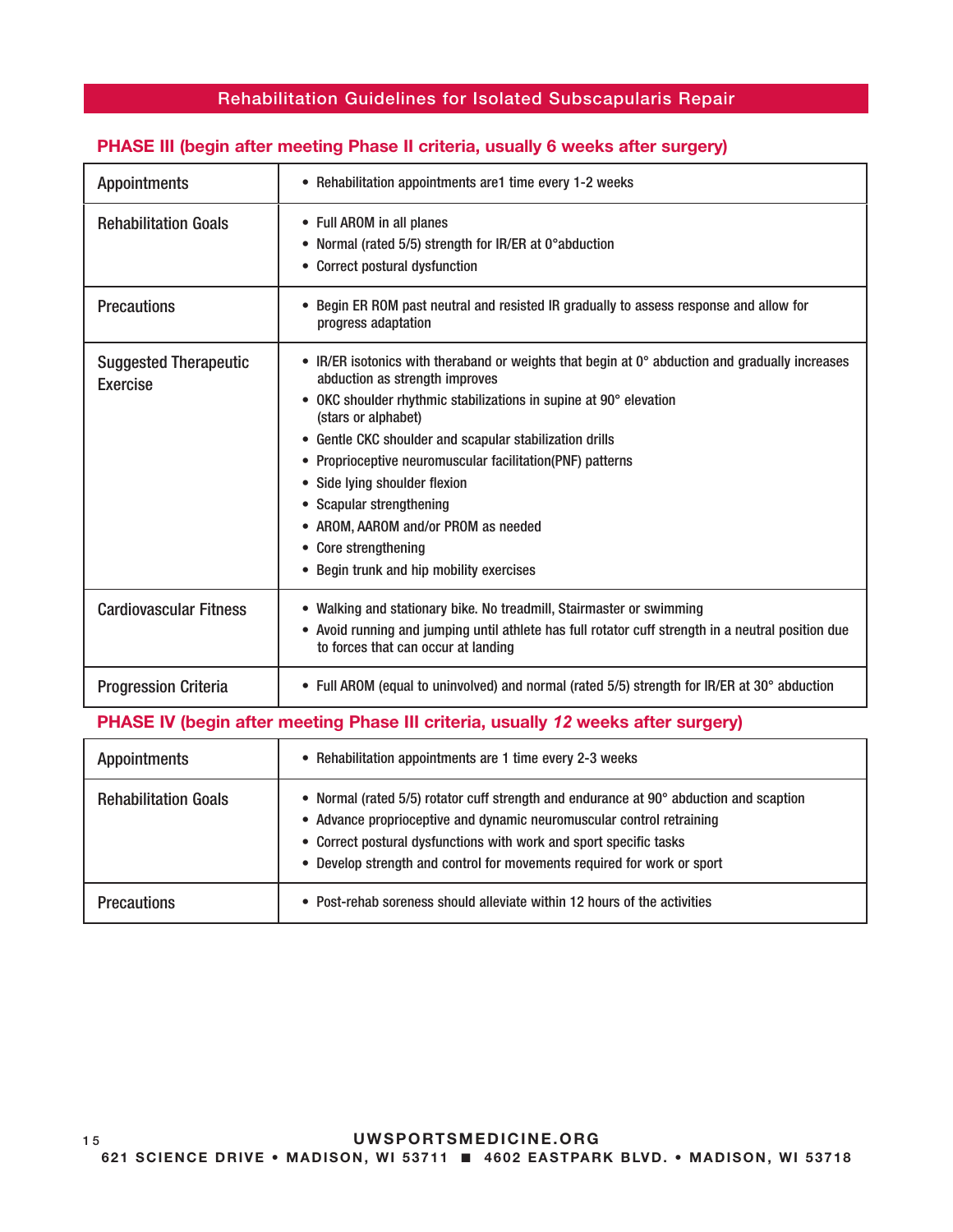## Rehabilitation Guidelines for Isolated Subscapularis Repair

### PHASE III (begin after meeting Phase II criteria, usually 6 weeks after surgery)

| | |
|---|---|
| Appointments | • Rehabilitation appointments are1 time every 1-2 weeks |
| Rehabilitation Goals | • Full AROM in all planes<br>• Normal (rated 5/5) strength for IR/ER at 0°abduction<br>• Correct postural dysfunction |
| Precautions | • Begin ER ROM past neutral and resisted IR gradually to assess response and allow for progress adaptation |
| Suggested Therapeutic Exercise | • IR/ER isotonics with theraband or weights that begin at 0° abduction and gradually increases abduction as strength improves<br>• OKC shoulder rhythmic stabilizations in supine at 90° elevation (stars or alphabet)<br>• Gentle CKC shoulder and scapular stabilization drills<br>• Proprioceptive neuromuscular facilitation(PNF) patterns<br>• Side lying shoulder flexion<br>• Scapular strengthening<br>• AROM, AAROM and/or PROM as needed<br>• Core strengthening<br>• Begin trunk and hip mobility exercises |
| Cardiovascular Fitness | • Walking and stationary bike. No treadmill, Stairmaster or swimming<br>• Avoid running and jumping until athlete has full rotator cuff strength in a neutral position due to forces that can occur at landing |
| Progression Criteria | • Full AROM (equal to uninvolved) and normal (rated 5/5) strength for IR/ER at 30° abduction |

### PHASE IV (begin after meeting Phase III criteria, usually *12* weeks after surgery)

| | |
|---|---|
| Appointments | • Rehabilitation appointments are 1 time every 2-3 weeks |
| Rehabilitation Goals | • Normal (rated 5/5) rotator cuff strength and endurance at 90° abduction and scaption<br>• Advance proprioceptive and dynamic neuromuscular control retraining<br>• Correct postural dysfunctions with work and sport specific tasks<br>• Develop strength and control for movements required for work or sport |
| Precautions | • Post-rehab soreness should alleviate within 12 hours of the activities |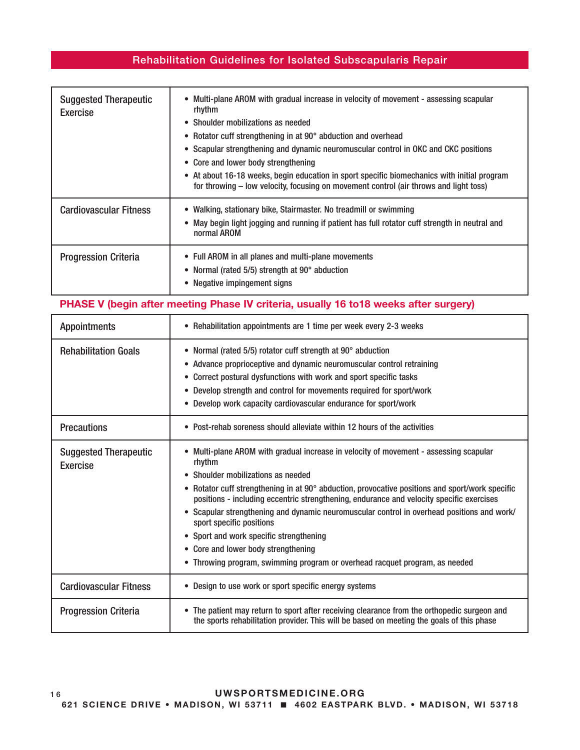| | |
|---|---|
| Suggested Therapeutic Exercise | • Multi-plane AROM with gradual increase in velocity of movement - assessing scapular rhythm<br>• Shoulder mobilizations as needed<br>• Rotator cuff strengthening in at 90° abduction and overhead<br>• Scapular strengthening and dynamic neuromuscular control in OKC and CKC positions<br>• Core and lower body strengthening<br>• At about 16-18 weeks, begin education in sport specific biomechanics with initial program for throwing – low velocity, focusing on movement control (air throws and light toss) |
| Cardiovascular Fitness | • Walking, stationary bike, Stairmaster. No treadmill or swimming<br>• May begin light jogging and running if patient has full rotator cuff strength in neutral and normal AROM |
| Progression Criteria | • Full AROM in all planes and multi-plane movements<br>• Normal (rated 5/5) strength at 90° abduction<br>• Negative impingement signs |

## PHASE V (begin after meeting Phase IV criteria, usually 16 to18 weeks after surgery)

| | |
|---|---|
| Appointments | • Rehabilitation appointments are 1 time per week every 2-3 weeks |
| Rehabilitation Goals | • Normal (rated 5/5) rotator cuff strength at 90° abduction<br>• Advance proprioceptive and dynamic neuromuscular control retraining<br>• Correct postural dysfunctions with work and sport specific tasks<br>• Develop strength and control for movements required for sport/work<br>• Develop work capacity cardiovascular endurance for sport/work |
| Precautions | • Post-rehab soreness should alleviate within 12 hours of the activities |
| Suggested Therapeutic Exercise | • Multi-plane AROM with gradual increase in velocity of movement - assessing scapular rhythm<br>• Shoulder mobilizations as needed<br>• Rotator cuff strengthening in at 90° abduction, provocative positions and sport/work specific positions - including eccentric strengthening, endurance and velocity specific exercises<br>• Scapular strengthening and dynamic neuromuscular control in overhead positions and work/ sport specific positions<br>• Sport and work specific strengthening<br>• Core and lower body strengthening<br>• Throwing program, swimming program or overhead racquet program, as needed |
| Cardiovascular Fitness | • Design to use work or sport specific energy systems |
| Progression Criteria | • The patient may return to sport after receiving clearance from the orthopedic surgeon and the sports rehabilitation provider. This will be based on meeting the goals of this phase |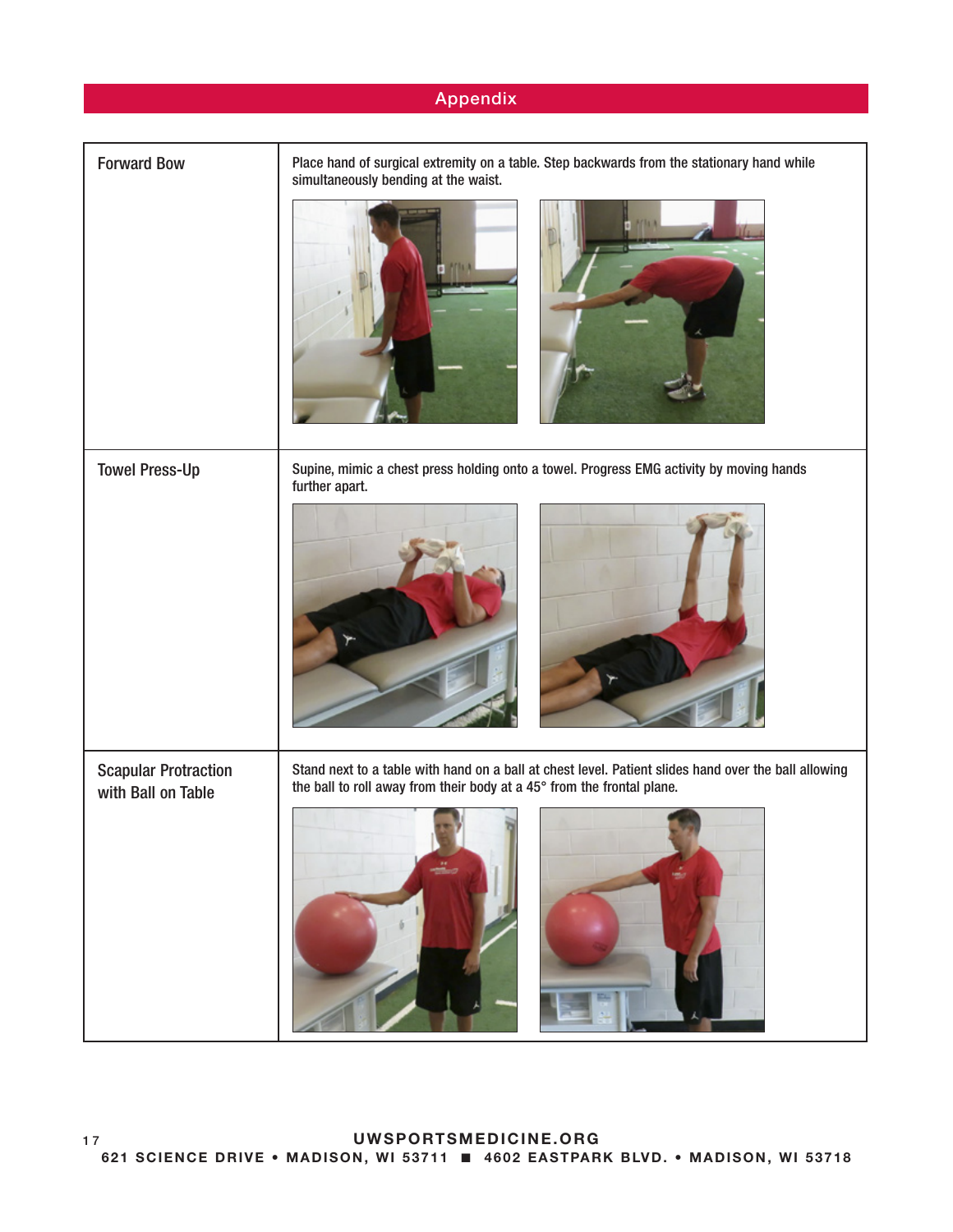## Appendix

| | |
|---|---|
| Forward Bow | Place hand of surgical extremity on a table. Step backwards from the stationary hand while simultaneously bending at the waist. |
| Towel Press-Up | Supine, mimic a chest press holding onto a towel. Progress EMG activity by moving hands further apart. |
| Scapular Protraction with Ball on Table | Stand next to a table with hand on a ball at chest level. Patient slides hand over the ball allowing the ball to roll away from their body at a 45° from the frontal plane. |

UWSPORTSMEDICINE.ORG

621 SCIENCE DRIVE • MADISON, WI 53711 ■ 4602 EASTPARK BLVD. • MADISON, WI 53718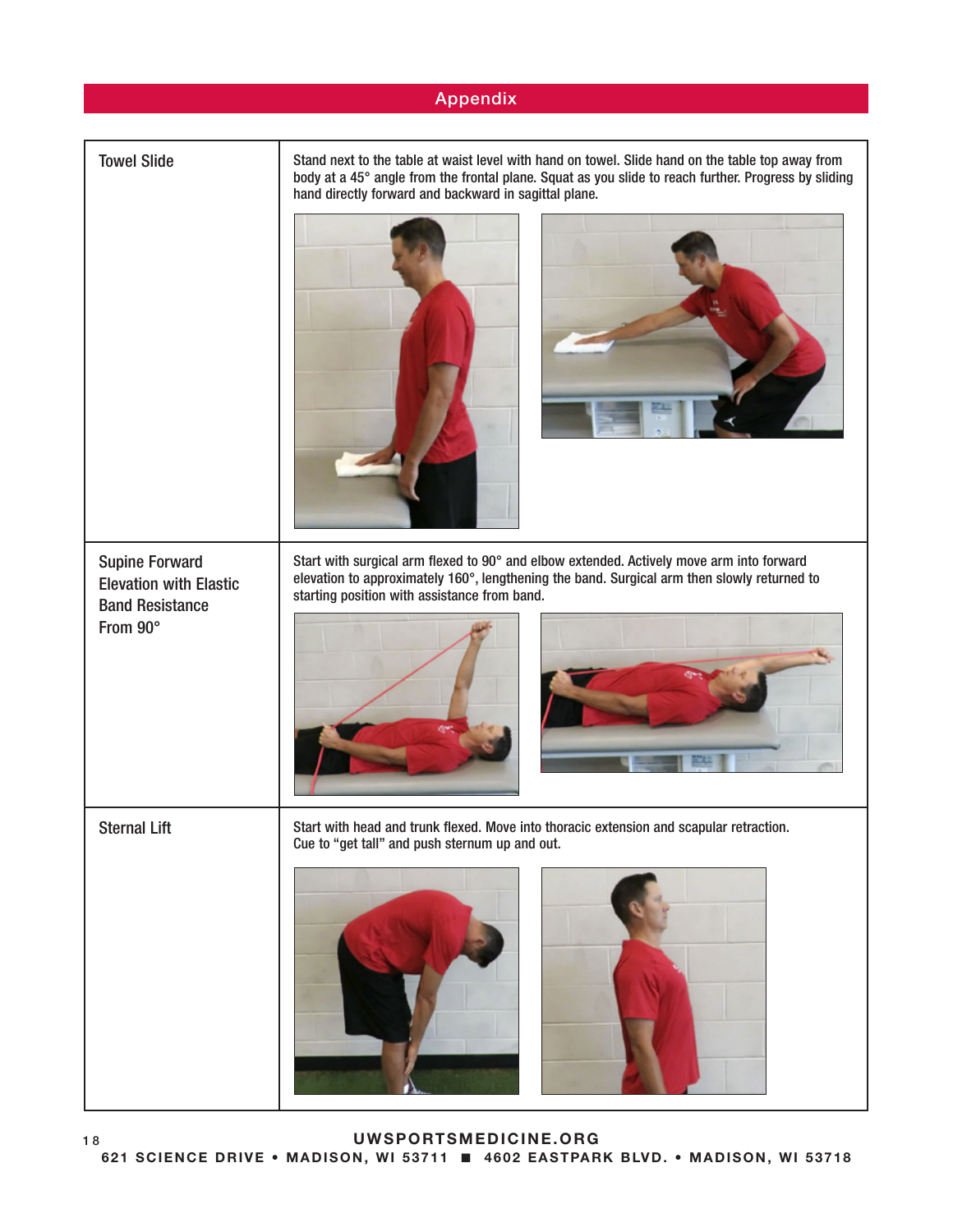## Appendix

| | |
|---|---|
| Towel Slide | Stand next to the table at waist level with hand on towel. Slide hand on the table top away from body at a 45° angle from the frontal plane. Squat as you slide to reach further. Progress by sliding hand directly forward and backward in sagittal plane. |
| Supine Forward Elevation with Elastic Band Resistance From 90° | Start with surgical arm flexed to 90° and elbow extended. Actively move arm into forward elevation to approximately 160°, lengthening the band. Surgical arm then slowly returned to starting position with assistance from band. |
| Sternal Lift | Start with head and trunk flexed. Move into thoracic extension and scapular retraction. Cue to "get tall" and push sternum up and out. |

UWSPORTSMEDICINE.ORG

621 SCIENCE DRIVE • MADISON, WI 53711 ■ 4602 EASTPARK BLVD. • MADISON, WI 53718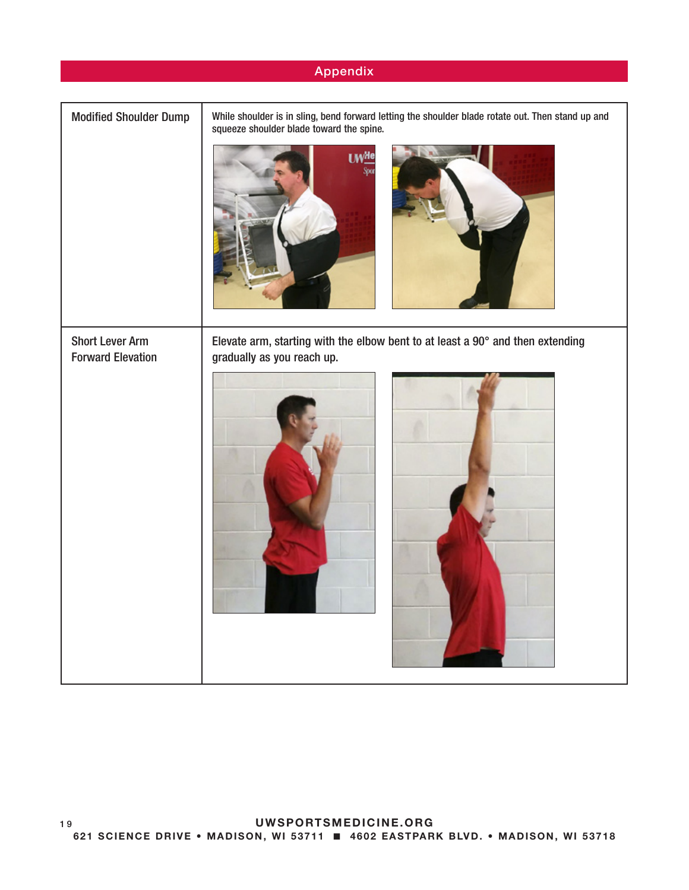## Appendix

| Exercise | Instructions |
| --- | --- |
| Modified Shoulder Dump | While shoulder is in sling, bend forward letting the shoulder blade rotate out. Then stand up and squeeze shoulder blade toward the spine. |
| Short Lever Arm Forward Elevation | Elevate arm, starting with the elbow bent to at least a 90° and then extending gradually as you reach up. |

UWSPORTSMEDICINE.ORG
621 SCIENCE DRIVE • MADISON, WI 53711 ■ 4602 EASTPARK BLVD. • MADISON, WI 53718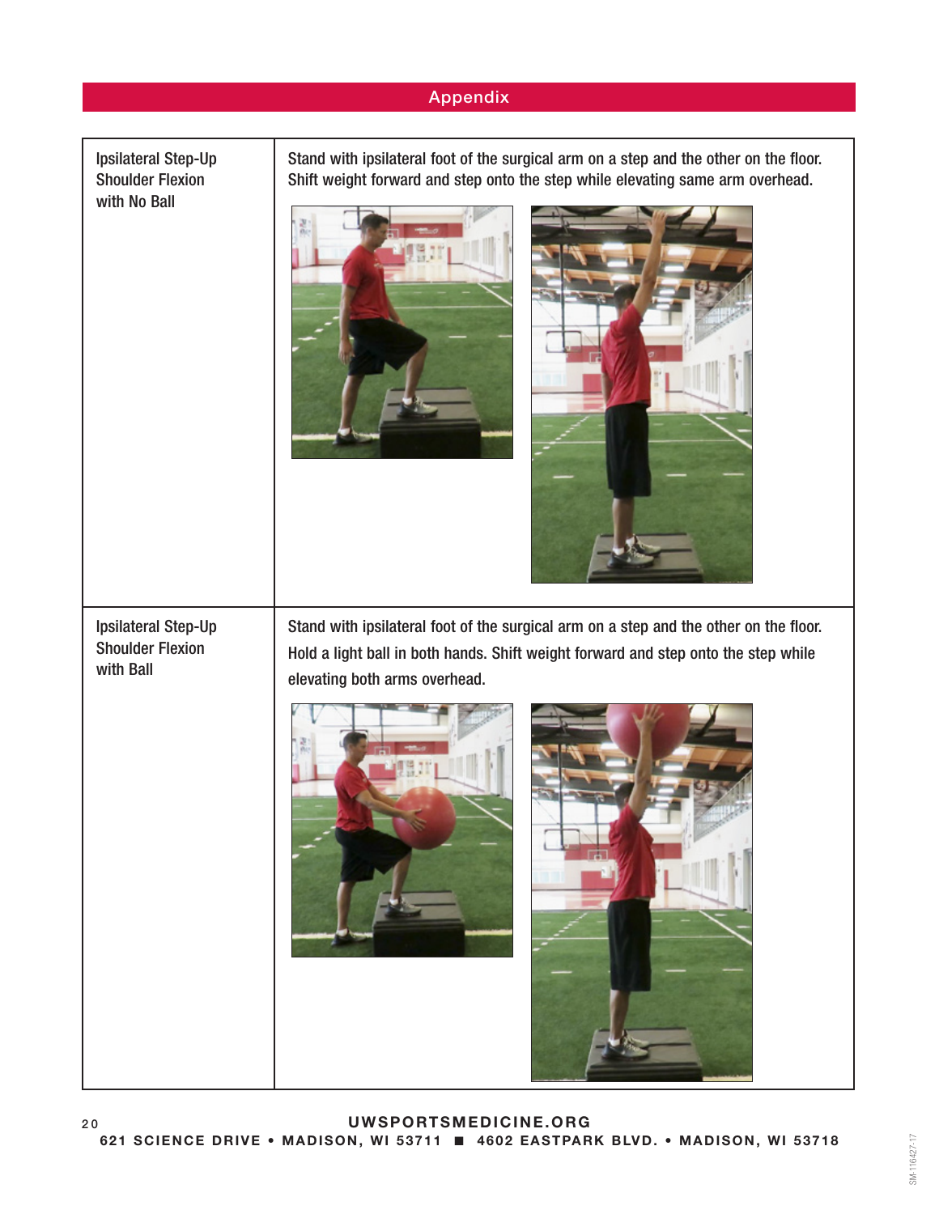## Appendix

| | |
|---|---|
| Ipsilateral Step-Up Shoulder Flexion with No Ball | Stand with ipsilateral foot of the surgical arm on a step and the other on the floor. Shift weight forward and step onto the step while elevating same arm overhead. |
| Ipsilateral Step-Up Shoulder Flexion with Ball | Stand with ipsilateral foot of the surgical arm on a step and the other on the floor. Hold a light ball in both hands. Shift weight forward and step onto the step while elevating both arms overhead. |

**UWSPORTSMEDICINE.ORG**

**621 SCIENCE DRIVE • MADISON, WI 53711 ■ 4602 EASTPARK BLVD. • MADISON, WI 53718**

SM-116427-17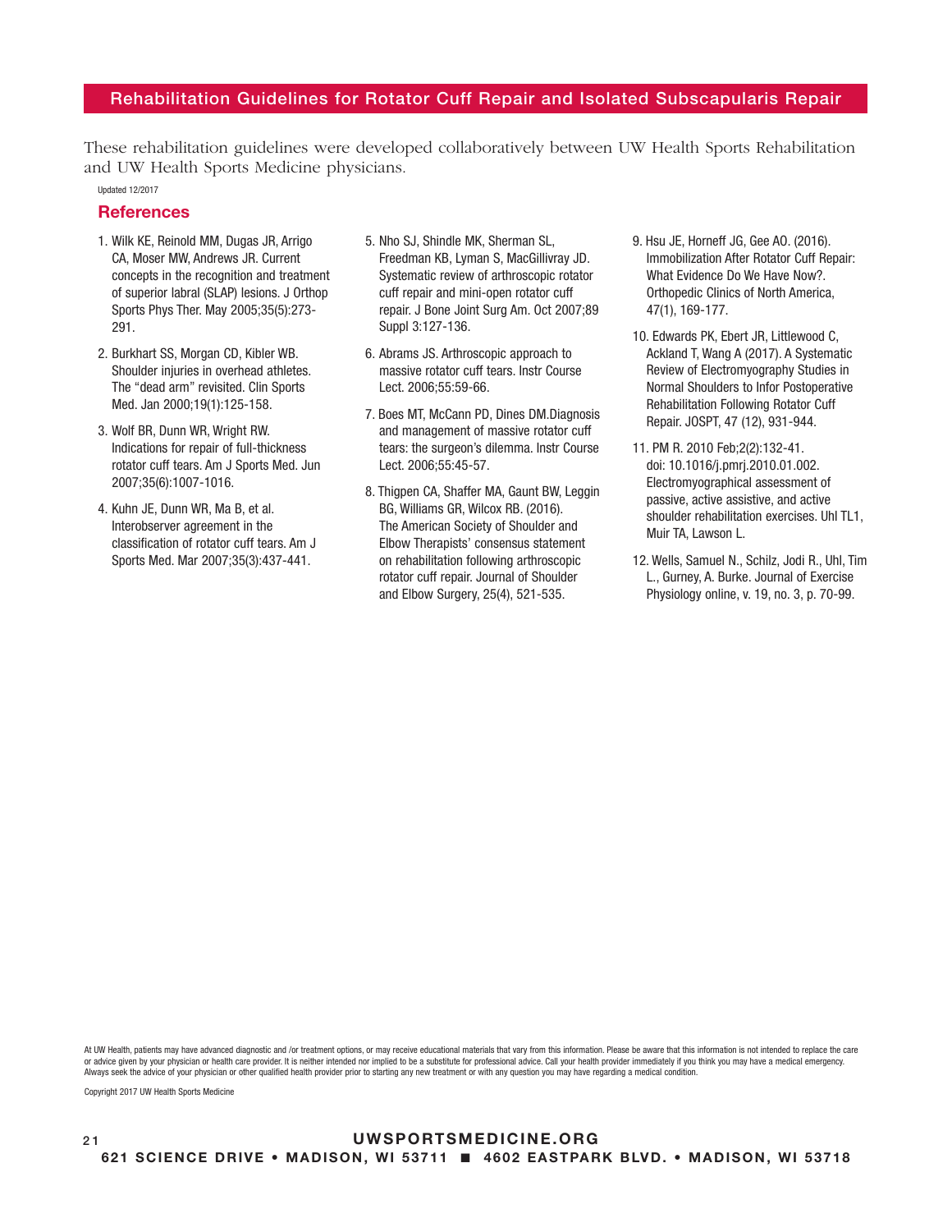These rehabilitation guidelines were developed collaboratively between UW Health Sports Rehabilitation and UW Health Sports Medicine physicians.

Updated 12/2017

## References

1. Wilk KE, Reinold MM, Dugas JR, Arrigo CA, Moser MW, Andrews JR. Current concepts in the recognition and treatment of superior labral (SLAP) lesions. J Orthop Sports Phys Ther. May 2005;35(5):273-291.
2. Burkhart SS, Morgan CD, Kibler WB. Shoulder injuries in overhead athletes. The "dead arm" revisited. Clin Sports Med. Jan 2000;19(1):125-158.
3. Wolf BR, Dunn WR, Wright RW. Indications for repair of full-thickness rotator cuff tears. Am J Sports Med. Jun 2007;35(6):1007-1016.
4. Kuhn JE, Dunn WR, Ma B, et al. Interobserver agreement in the classification of rotator cuff tears. Am J Sports Med. Mar 2007;35(3):437-441.
5. Nho SJ, Shindle MK, Sherman SL, Freedman KB, Lyman S, MacGillivray JD. Systematic review of arthroscopic rotator cuff repair and mini-open rotator cuff repair. J Bone Joint Surg Am. Oct 2007;89 Suppl 3:127-136.
6. Abrams JS. Arthroscopic approach to massive rotator cuff tears. Instr Course Lect. 2006;55:59-66.
7. Boes MT, McCann PD, Dines DM.Diagnosis and management of massive rotator cuff tears: the surgeon's dilemma. Instr Course Lect. 2006;55:45-57.
8. Thigpen CA, Shaffer MA, Gaunt BW, Leggin BG, Williams GR, Wilcox RB. (2016). The American Society of Shoulder and Elbow Therapists' consensus statement on rehabilitation following arthroscopic rotator cuff repair. Journal of Shoulder and Elbow Surgery, 25(4), 521-535.
9. Hsu JE, Horneff JG, Gee AO. (2016). Immobilization After Rotator Cuff Repair: What Evidence Do We Have Now?. Orthopedic Clinics of North America, 47(1), 169-177.
10. Edwards PK, Ebert JR, Littlewood C, Ackland T, Wang A (2017). A Systematic Review of Electromyography Studies in Normal Shoulders to Infor Postoperative Rehabilitation Following Rotator Cuff Repair. JOSPT, 47 (12), 931-944.
11. PM R. 2010 Feb;2(2):132-41. doi: 10.1016/j.pmrj.2010.01.002. Electromyographical assessment of passive, active assistive, and active shoulder rehabilitation exercises. Uhl TL1, Muir TA, Lawson L.
12. Wells, Samuel N., Schilz, Jodi R., Uhl, Tim L., Gurney, A. Burke. Journal of Exercise Physiology online, v. 19, no. 3, p. 70-99.

At UW Health, patients may have advanced diagnostic and /or treatment options, or may receive educational materials that vary from this information. Please be aware that this information is not intended to replace the care or advice given by your physician or health care provider. It is neither intended nor implied to be a substitute for professional advice. Call your health provider immediately if you think you may have a medical emergency. Always seek the advice of your physician or other qualified health provider prior to starting any new treatment or with any question you may have regarding a medical condition.

Copyright 2017 UW Health Sports Medicine

UWSPORTSMEDICINE.ORG

621 SCIENCE DRIVE • MADISON, WI 53711 ■ 4602 EASTPARK BLVD. • MADISON, WI 53718